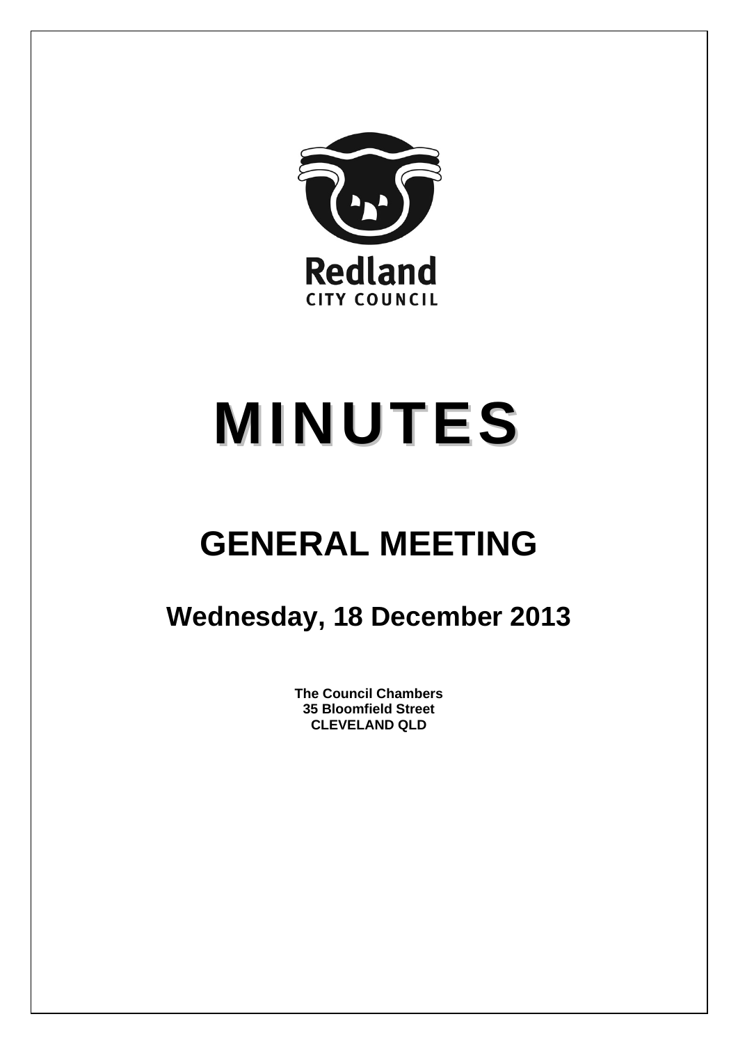Redland

CITY COUNCIL

# MINUTES

## GENERAL MEETING

### Wednesday, 18 December 2013

**The Council Chambers**
**35 Bloomfield Street**
**CLEVELAND QLD**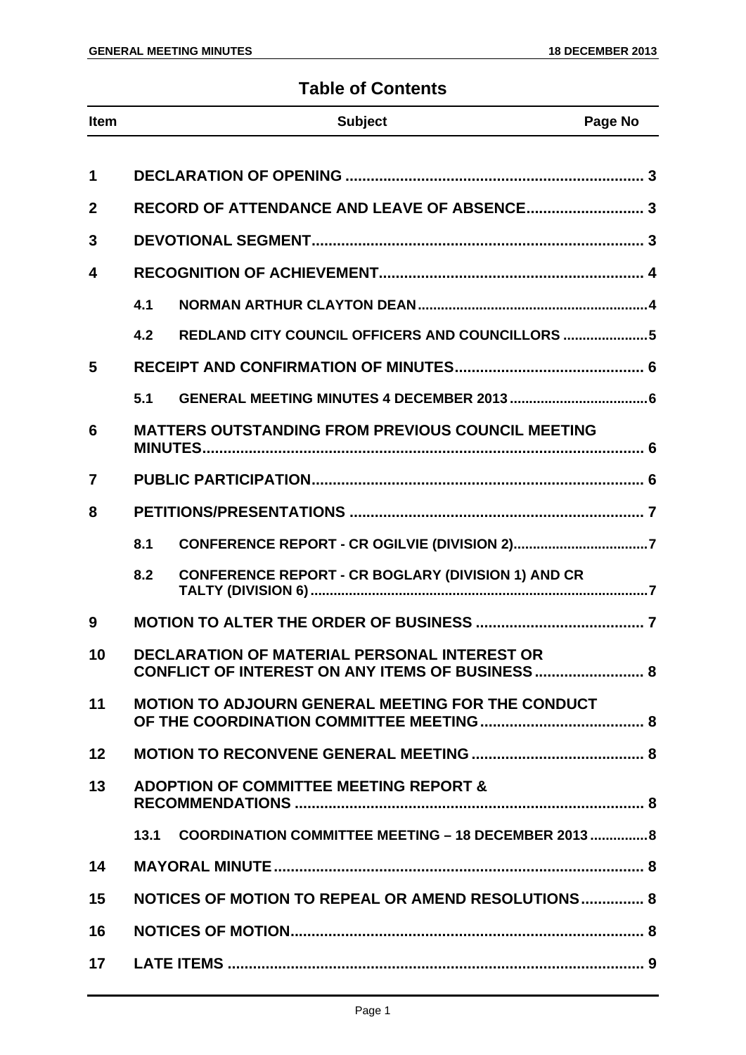# Table of Contents

| Item | | Subject | Page No |
|---|---|---|---|
| 1 | | DECLARATION OF OPENING | 3 |
| 2 | | RECORD OF ATTENDANCE AND LEAVE OF ABSENCE | 3 |
| 3 | | DEVOTIONAL SEGMENT | 3 |
| 4 | | RECOGNITION OF ACHIEVEMENT | 4 |
| | 4.1 | NORMAN ARTHUR CLAYTON DEAN | 4 |
| | 4.2 | REDLAND CITY COUNCIL OFFICERS AND COUNCILLORS | 5 |
| 5 | | RECEIPT AND CONFIRMATION OF MINUTES | 6 |
| | 5.1 | GENERAL MEETING MINUTES 4 DECEMBER 2013 | 6 |
| 6 | | MATTERS OUTSTANDING FROM PREVIOUS COUNCIL MEETING MINUTES | 6 |
| 7 | | PUBLIC PARTICIPATION | 6 |
| 8 | | PETITIONS/PRESENTATIONS | 7 |
| | 8.1 | CONFERENCE REPORT - CR OGILVIE (DIVISION 2) | 7 |
| | 8.2 | CONFERENCE REPORT - CR BOGLARY (DIVISION 1) AND CR TALTY (DIVISION 6) | 7 |
| 9 | | MOTION TO ALTER THE ORDER OF BUSINESS | 7 |
| 10 | | DECLARATION OF MATERIAL PERSONAL INTEREST OR CONFLICT OF INTEREST ON ANY ITEMS OF BUSINESS | 8 |
| 11 | | MOTION TO ADJOURN GENERAL MEETING FOR THE CONDUCT OF THE COORDINATION COMMITTEE MEETING | 8 |
| 12 | | MOTION TO RECONVENE GENERAL MEETING | 8 |
| 13 | | ADOPTION OF COMMITTEE MEETING REPORT & RECOMMENDATIONS | 8 |
| | 13.1 | COORDINATION COMMITTEE MEETING – 18 DECEMBER 2013 | 8 |
| 14 | | MAYORAL MINUTE | 8 |
| 15 | | NOTICES OF MOTION TO REPEAL OR AMEND RESOLUTIONS | 8 |
| 16 | | NOTICES OF MOTION | 8 |
| 17 | | LATE ITEMS | 9 |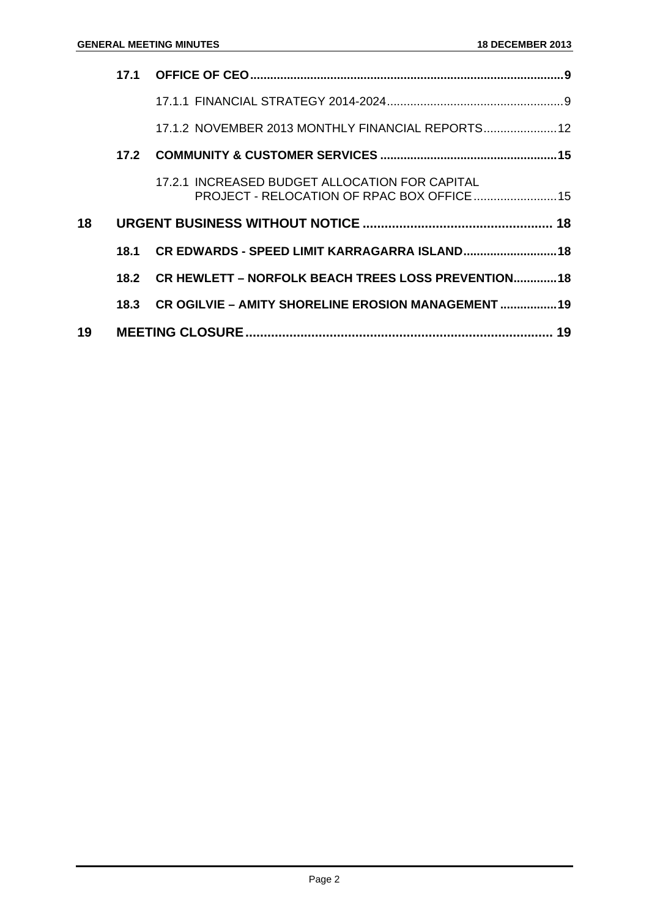| | | | |
|---|---|---|---|
| | **17.1** | **OFFICE OF CEO** | **9** |
| | | 17.1.1 FINANCIAL STRATEGY 2014-2024 | 9 |
| | | 17.1.2 NOVEMBER 2013 MONTHLY FINANCIAL REPORTS | 12 |
| | **17.2** | **COMMUNITY & CUSTOMER SERVICES** | **15** |
| | | 17.2.1 INCREASED BUDGET ALLOCATION FOR CAPITAL PROJECT - RELOCATION OF RPAC BOX OFFICE | 15 |
| **18** | | **URGENT BUSINESS WITHOUT NOTICE** | **18** |
| | **18.1** | **CR EDWARDS - SPEED LIMIT KARRAGARRA ISLAND** | **18** |
| | **18.2** | **CR HEWLETT – NORFOLK BEACH TREES LOSS PREVENTION** | **18** |
| | **18.3** | **CR OGILVIE – AMITY SHORELINE EROSION MANAGEMENT** | **19** |
| **19** | | **MEETING CLOSURE** | **19** |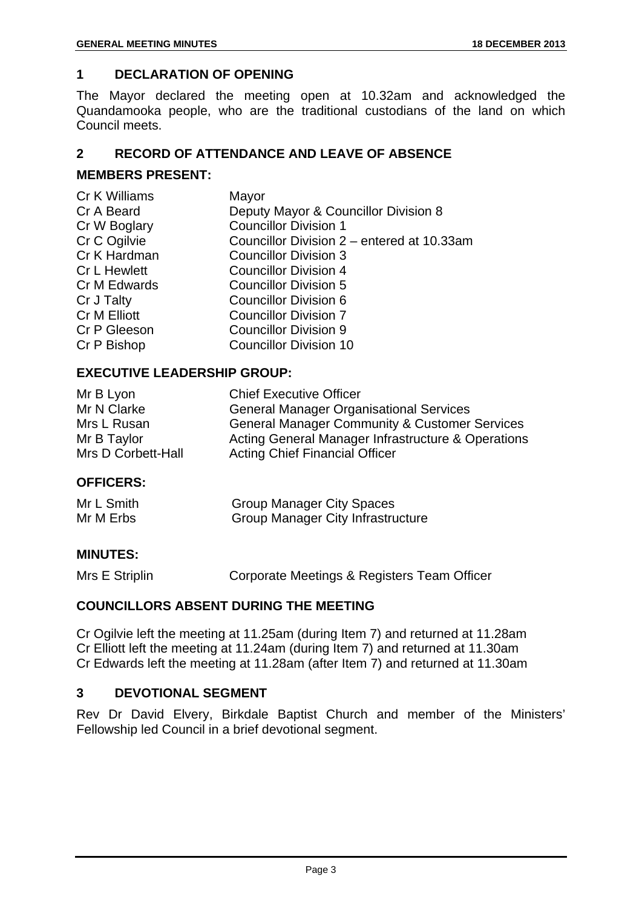## 1 DECLARATION OF OPENING

The Mayor declared the meeting open at 10.32am and acknowledged the Quandamooka people, who are the traditional custodians of the land on which Council meets.

## 2 RECORD OF ATTENDANCE AND LEAVE OF ABSENCE

### MEMBERS PRESENT:

| | |
|---|---|
| Cr K Williams | Mayor |
| Cr A Beard | Deputy Mayor & Councillor Division 8 |
| Cr W Boglary | Councillor Division 1 |
| Cr C Ogilvie | Councillor Division 2 – entered at 10.33am |
| Cr K Hardman | Councillor Division 3 |
| Cr L Hewlett | Councillor Division 4 |
| Cr M Edwards | Councillor Division 5 |
| Cr J Talty | Councillor Division 6 |
| Cr M Elliott | Councillor Division 7 |
| Cr P Gleeson | Councillor Division 9 |
| Cr P Bishop | Councillor Division 10 |

### EXECUTIVE LEADERSHIP GROUP:

| | |
|---|---|
| Mr B Lyon | Chief Executive Officer |
| Mr N Clarke | General Manager Organisational Services |
| Mrs L Rusan | General Manager Community & Customer Services |
| Mr B Taylor | Acting General Manager Infrastructure & Operations |
| Mrs D Corbett-Hall | Acting Chief Financial Officer |

### OFFICERS:

| | |
|---|---|
| Mr L Smith | Group Manager City Spaces |
| Mr M Erbs | Group Manager City Infrastructure |

### MINUTES:

| | |
|---|---|
| Mrs E Striplin | Corporate Meetings & Registers Team Officer |

### COUNCILLORS ABSENT DURING THE MEETING

Cr Ogilvie left the meeting at 11.25am (during Item 7) and returned at 11.28am
Cr Elliott left the meeting at 11.24am (during Item 7) and returned at 11.30am
Cr Edwards left the meeting at 11.28am (after Item 7) and returned at 11.30am

## 3 DEVOTIONAL SEGMENT

Rev Dr David Elvery, Birkdale Baptist Church and member of the Ministers' Fellowship led Council in a brief devotional segment.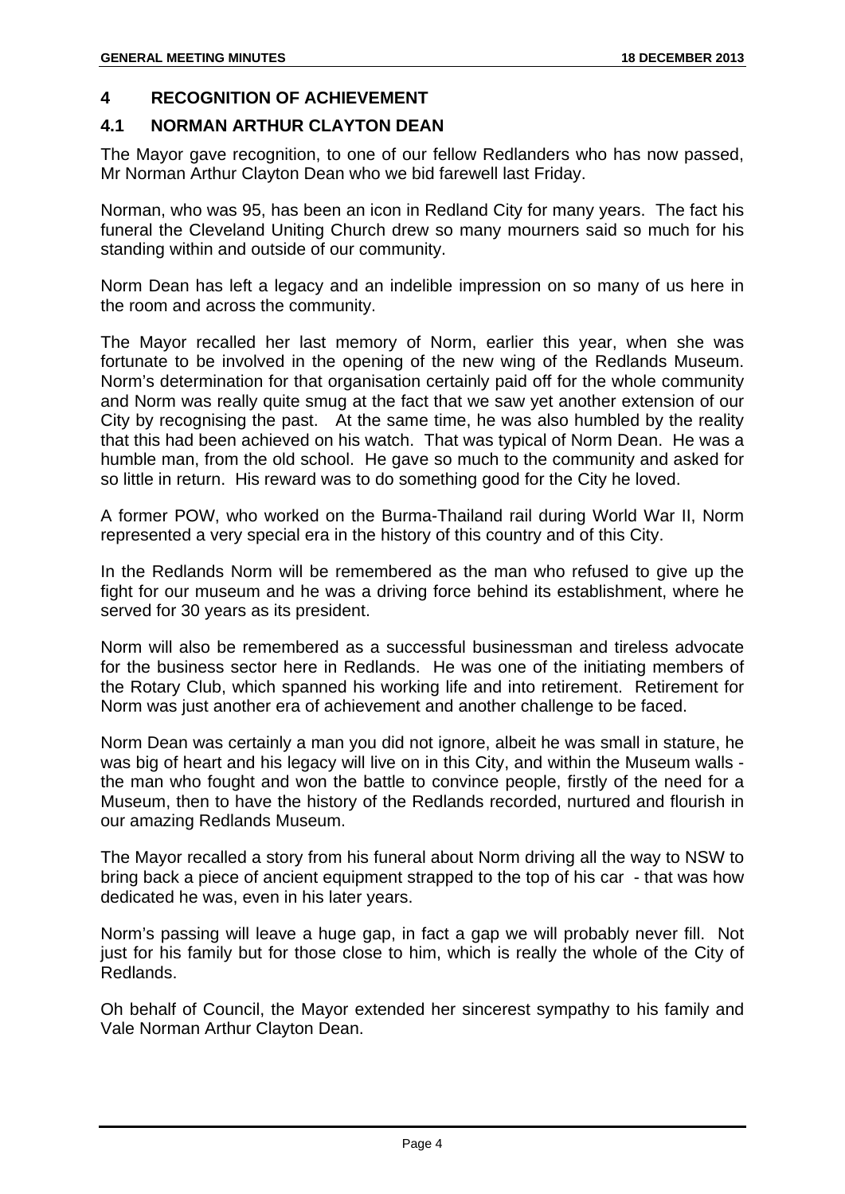## 4 RECOGNITION OF ACHIEVEMENT

### 4.1 NORMAN ARTHUR CLAYTON DEAN

The Mayor gave recognition, to one of our fellow Redlanders who has now passed, Mr Norman Arthur Clayton Dean who we bid farewell last Friday.

Norman, who was 95, has been an icon in Redland City for many years. The fact his funeral the Cleveland Uniting Church drew so many mourners said so much for his standing within and outside of our community.

Norm Dean has left a legacy and an indelible impression on so many of us here in the room and across the community.

The Mayor recalled her last memory of Norm, earlier this year, when she was fortunate to be involved in the opening of the new wing of the Redlands Museum. Norm's determination for that organisation certainly paid off for the whole community and Norm was really quite smug at the fact that we saw yet another extension of our City by recognising the past. At the same time, he was also humbled by the reality that this had been achieved on his watch. That was typical of Norm Dean. He was a humble man, from the old school. He gave so much to the community and asked for so little in return. His reward was to do something good for the City he loved.

A former POW, who worked on the Burma-Thailand rail during World War II, Norm represented a very special era in the history of this country and of this City.

In the Redlands Norm will be remembered as the man who refused to give up the fight for our museum and he was a driving force behind its establishment, where he served for 30 years as its president.

Norm will also be remembered as a successful businessman and tireless advocate for the business sector here in Redlands. He was one of the initiating members of the Rotary Club, which spanned his working life and into retirement. Retirement for Norm was just another era of achievement and another challenge to be faced.

Norm Dean was certainly a man you did not ignore, albeit he was small in stature, he was big of heart and his legacy will live on in this City, and within the Museum walls - the man who fought and won the battle to convince people, firstly of the need for a Museum, then to have the history of the Redlands recorded, nurtured and flourish in our amazing Redlands Museum.

The Mayor recalled a story from his funeral about Norm driving all the way to NSW to bring back a piece of ancient equipment strapped to the top of his car - that was how dedicated he was, even in his later years.

Norm's passing will leave a huge gap, in fact a gap we will probably never fill. Not just for his family but for those close to him, which is really the whole of the City of Redlands.

Oh behalf of Council, the Mayor extended her sincerest sympathy to his family and Vale Norman Arthur Clayton Dean.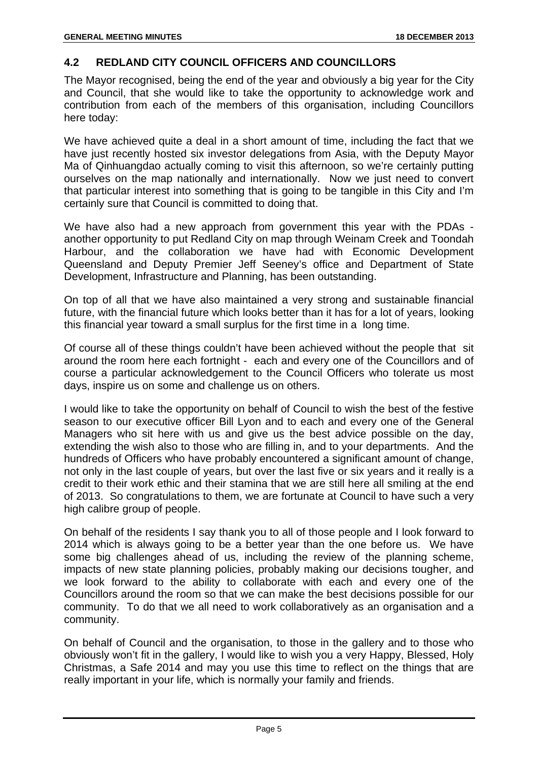## 4.2 REDLAND CITY COUNCIL OFFICERS AND COUNCILLORS

The Mayor recognised, being the end of the year and obviously a big year for the City and Council, that she would like to take the opportunity to acknowledge work and contribution from each of the members of this organisation, including Councillors here today:

We have achieved quite a deal in a short amount of time, including the fact that we have just recently hosted six investor delegations from Asia, with the Deputy Mayor Ma of Qinhuangdao actually coming to visit this afternoon, so we're certainly putting ourselves on the map nationally and internationally. Now we just need to convert that particular interest into something that is going to be tangible in this City and I'm certainly sure that Council is committed to doing that.

We have also had a new approach from government this year with the PDAs - another opportunity to put Redland City on map through Weinam Creek and Toondah Harbour, and the collaboration we have had with Economic Development Queensland and Deputy Premier Jeff Seeney's office and Department of State Development, Infrastructure and Planning, has been outstanding.

On top of all that we have also maintained a very strong and sustainable financial future, with the financial future which looks better than it has for a lot of years, looking this financial year toward a small surplus for the first time in a long time.

Of course all of these things couldn't have been achieved without the people that sit around the room here each fortnight - each and every one of the Councillors and of course a particular acknowledgement to the Council Officers who tolerate us most days, inspire us on some and challenge us on others.

I would like to take the opportunity on behalf of Council to wish the best of the festive season to our executive officer Bill Lyon and to each and every one of the General Managers who sit here with us and give us the best advice possible on the day, extending the wish also to those who are filling in, and to your departments. And the hundreds of Officers who have probably encountered a significant amount of change, not only in the last couple of years, but over the last five or six years and it really is a credit to their work ethic and their stamina that we are still here all smiling at the end of 2013. So congratulations to them, we are fortunate at Council to have such a very high calibre group of people.

On behalf of the residents I say thank you to all of those people and I look forward to 2014 which is always going to be a better year than the one before us. We have some big challenges ahead of us, including the review of the planning scheme, impacts of new state planning policies, probably making our decisions tougher, and we look forward to the ability to collaborate with each and every one of the Councillors around the room so that we can make the best decisions possible for our community. To do that we all need to work collaboratively as an organisation and a community.

On behalf of Council and the organisation, to those in the gallery and to those who obviously won't fit in the gallery, I would like to wish you a very Happy, Blessed, Holy Christmas, a Safe 2014 and may you use this time to reflect on the things that are really important in your life, which is normally your family and friends.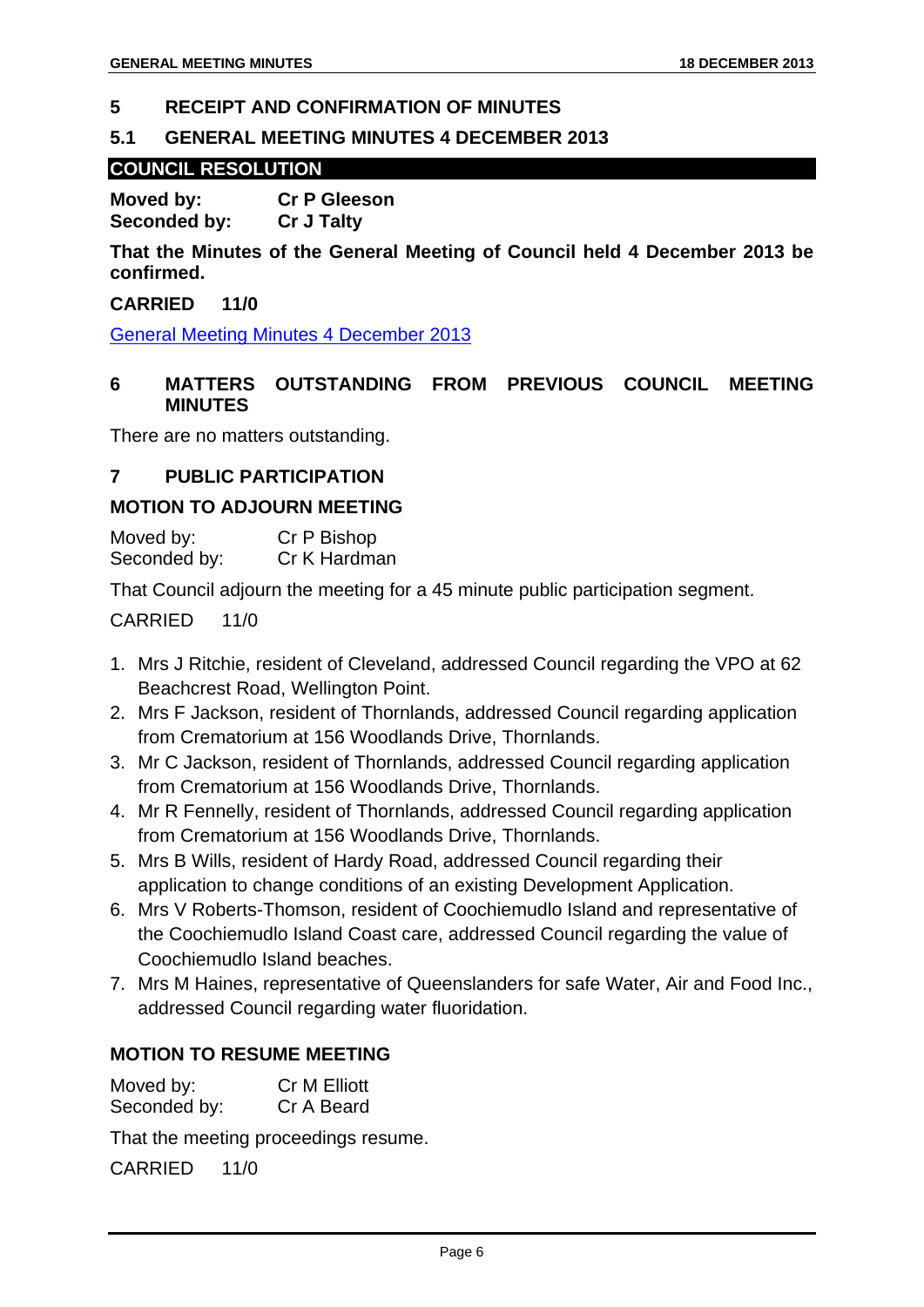## 5 RECEIPT AND CONFIRMATION OF MINUTES

### 5.1 GENERAL MEETING MINUTES 4 DECEMBER 2013

**COUNCIL RESOLUTION**

**Moved by: Cr P Gleeson**
**Seconded by: Cr J Talty**

**That the Minutes of the General Meeting of Council held 4 December 2013 be confirmed.**

**CARRIED 11/0**

General Meeting Minutes 4 December 2013

## 6 MATTERS OUTSTANDING FROM PREVIOUS COUNCIL MEETING MINUTES

There are no matters outstanding.

## 7 PUBLIC PARTICIPATION

**MOTION TO ADJOURN MEETING**

Moved by: Cr P Bishop
Seconded by: Cr K Hardman

That Council adjourn the meeting for a 45 minute public participation segment.

CARRIED 11/0

1. Mrs J Ritchie, resident of Cleveland, addressed Council regarding the VPO at 62 Beachcrest Road, Wellington Point.
2. Mrs F Jackson, resident of Thornlands, addressed Council regarding application from Crematorium at 156 Woodlands Drive, Thornlands.
3. Mr C Jackson, resident of Thornlands, addressed Council regarding application from Crematorium at 156 Woodlands Drive, Thornlands.
4. Mr R Fennelly, resident of Thornlands, addressed Council regarding application from Crematorium at 156 Woodlands Drive, Thornlands.
5. Mrs B Wills, resident of Hardy Road, addressed Council regarding their application to change conditions of an existing Development Application.
6. Mrs V Roberts-Thomson, resident of Coochiemudlo Island and representative of the Coochiemudlo Island Coast care, addressed Council regarding the value of Coochiemudlo Island beaches.
7. Mrs M Haines, representative of Queenslanders for safe Water, Air and Food Inc., addressed Council regarding water fluoridation.

**MOTION TO RESUME MEETING**

Moved by: Cr M Elliott
Seconded by: Cr A Beard

That the meeting proceedings resume.

CARRIED 11/0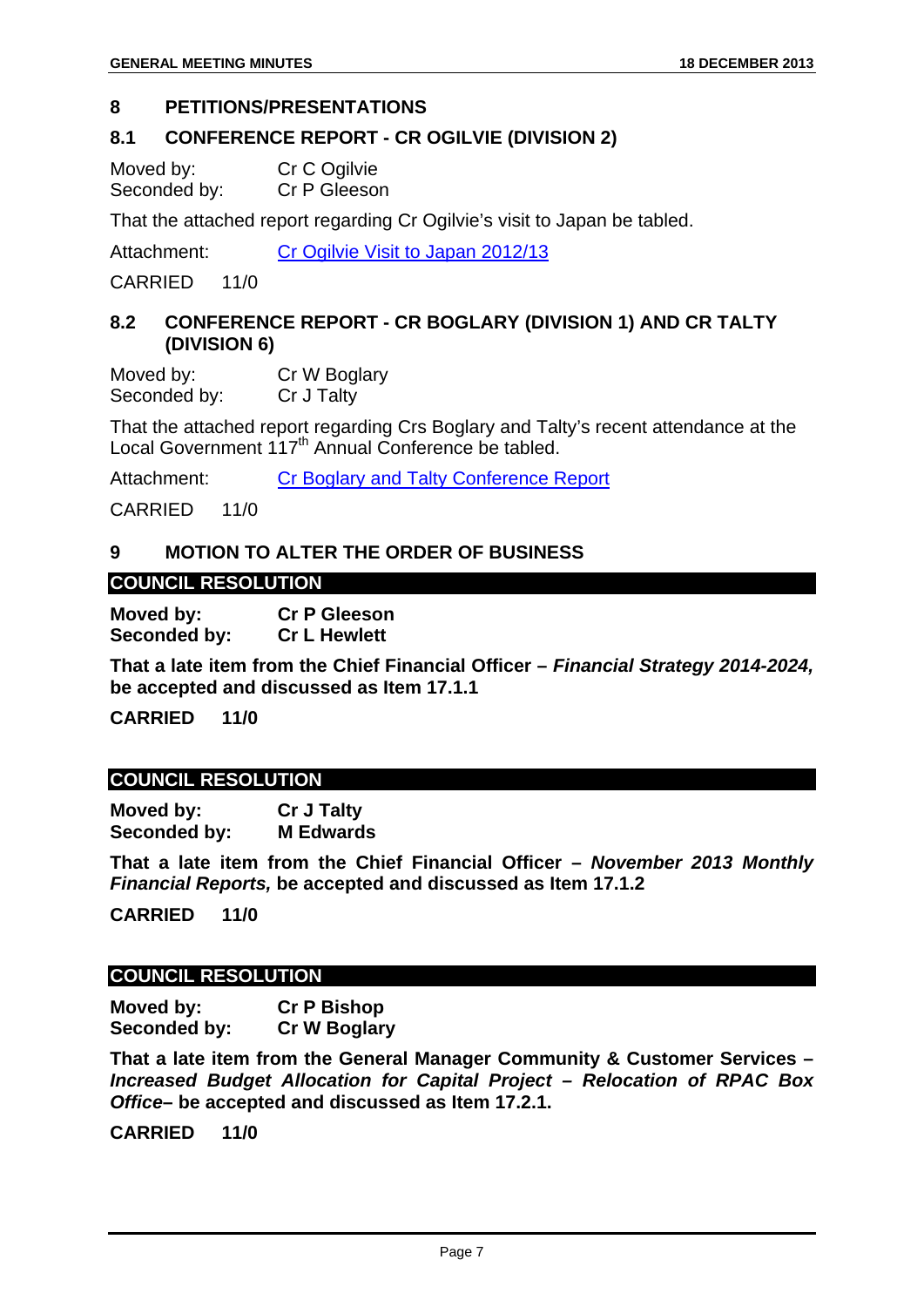## 8 PETITIONS/PRESENTATIONS

### 8.1 CONFERENCE REPORT - CR OGILVIE (DIVISION 2)

Moved by: Cr C Ogilvie
Seconded by: Cr P Gleeson

That the attached report regarding Cr Ogilvie's visit to Japan be tabled.

Attachment: Cr Ogilvie Visit to Japan 2012/13

CARRIED 11/0

### 8.2 CONFERENCE REPORT - CR BOGLARY (DIVISION 1) AND CR TALTY (DIVISION 6)

Moved by: Cr W Boglary
Seconded by: Cr J Talty

That the attached report regarding Crs Boglary and Talty's recent attendance at the Local Government 117th Annual Conference be tabled.

Attachment: Cr Boglary and Talty Conference Report

CARRIED 11/0

## 9 MOTION TO ALTER THE ORDER OF BUSINESS

**COUNCIL RESOLUTION**

**Moved by: Cr P Gleeson**
**Seconded by: Cr L Hewlett**

**That a late item from the Chief Financial Officer – *Financial Strategy 2014-2024,* be accepted and discussed as Item 17.1.1**

**CARRIED 11/0**

**COUNCIL RESOLUTION**

**Moved by: Cr J Talty**
**Seconded by: M Edwards**

**That a late item from the Chief Financial Officer – *November 2013 Monthly Financial Reports,* be accepted and discussed as Item 17.1.2**

**CARRIED 11/0**

**COUNCIL RESOLUTION**

**Moved by: Cr P Bishop**
**Seconded by: Cr W Boglary**

**That a late item from the General Manager Community & Customer Services – *Increased Budget Allocation for Capital Project – Relocation of RPAC Box Office*– be accepted and discussed as Item 17.2.1.**

**CARRIED 11/0**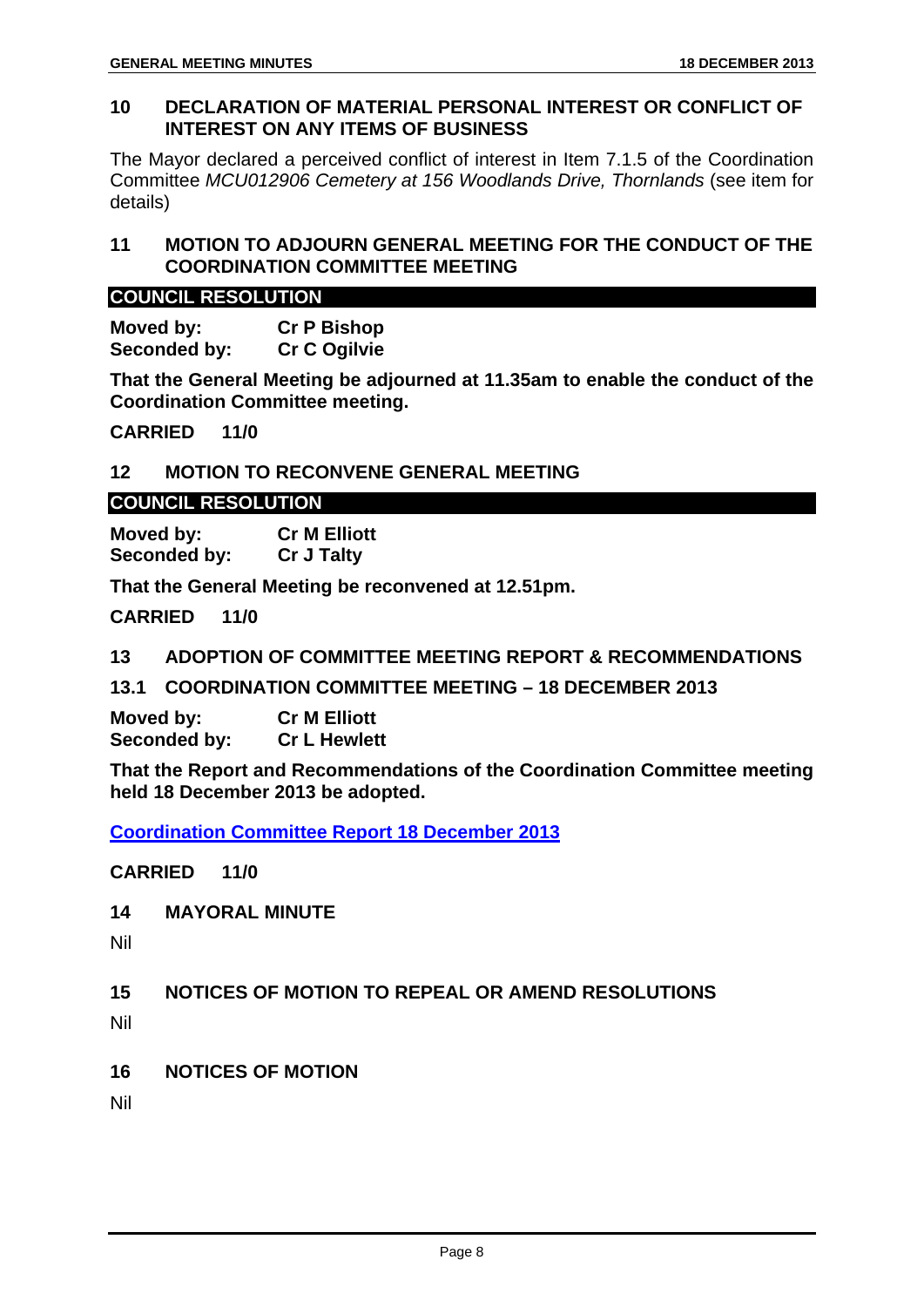## 10 DECLARATION OF MATERIAL PERSONAL INTEREST OR CONFLICT OF INTEREST ON ANY ITEMS OF BUSINESS

The Mayor declared a perceived conflict of interest in Item 7.1.5 of the Coordination Committee *MCU012906 Cemetery at 156 Woodlands Drive, Thornlands* (see item for details)

## 11 MOTION TO ADJOURN GENERAL MEETING FOR THE CONDUCT OF THE COORDINATION COMMITTEE MEETING

**COUNCIL RESOLUTION**

**Moved by:** **Cr P Bishop**
**Seconded by:** **Cr C Ogilvie**

**That the General Meeting be adjourned at 11.35am to enable the conduct of the Coordination Committee meeting.**

**CARRIED 11/0**

## 12 MOTION TO RECONVENE GENERAL MEETING

**COUNCIL RESOLUTION**

**Moved by:** **Cr M Elliott**
**Seconded by:** **Cr J Talty**

**That the General Meeting be reconvened at 12.51pm.**

**CARRIED 11/0**

## 13 ADOPTION OF COMMITTEE MEETING REPORT & RECOMMENDATIONS

### 13.1 COORDINATION COMMITTEE MEETING – 18 DECEMBER 2013

**Moved by:** **Cr M Elliott**
**Seconded by:** **Cr L Hewlett**

**That the Report and Recommendations of the Coordination Committee meeting held 18 December 2013 be adopted.**

**Coordination Committee Report 18 December 2013**

**CARRIED 11/0**

## 14 MAYORAL MINUTE

Nil

## 15 NOTICES OF MOTION TO REPEAL OR AMEND RESOLUTIONS

Nil

## 16 NOTICES OF MOTION

Nil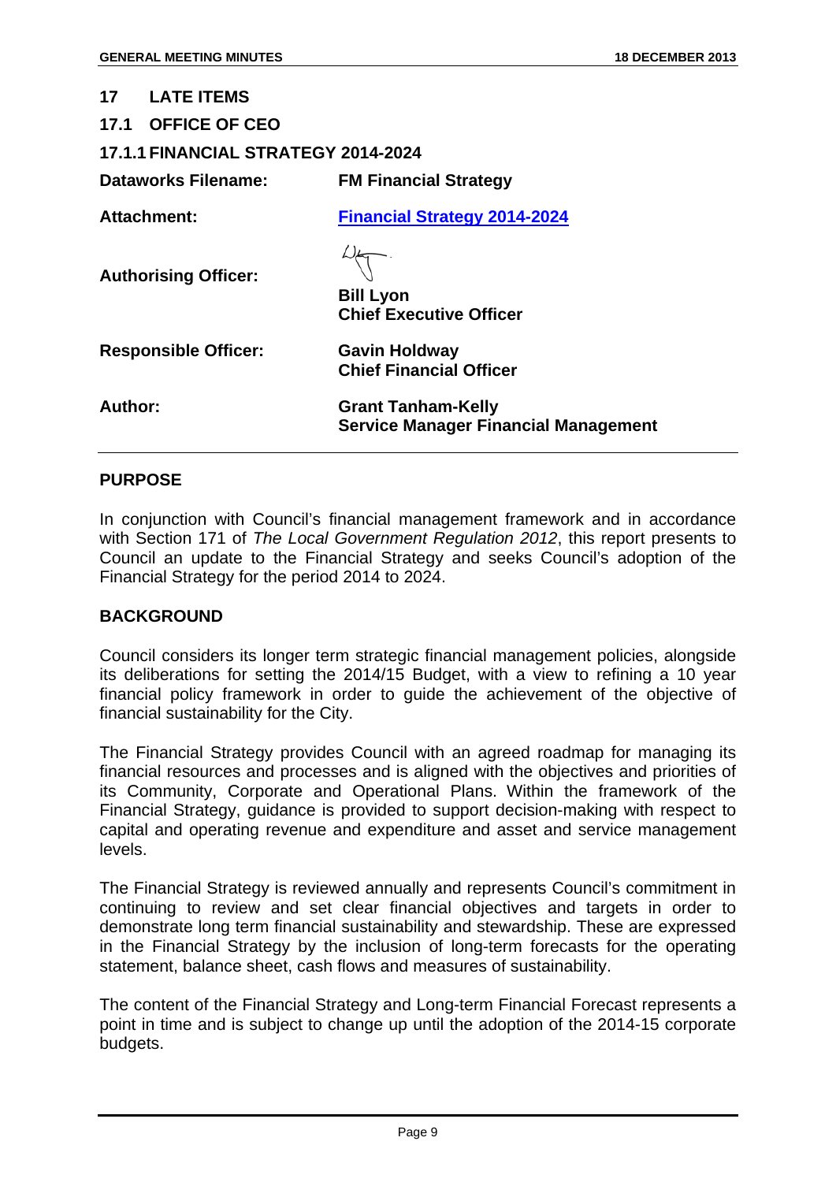## 17 LATE ITEMS

## 17.1 OFFICE OF CEO

### 17.1.1 FINANCIAL STRATEGY 2014-2024

| | |
|---|---|
| **Dataworks Filename:** | **FM Financial Strategy** |
| **Attachment:** | **Financial Strategy 2014-2024** |
| **Authorising Officer:** | **Bill Lyon**<br>**Chief Executive Officer** |
| **Responsible Officer:** | **Gavin Holdway**<br>**Chief Financial Officer** |
| **Author:** | **Grant Tanham-Kelly**<br>**Service Manager Financial Management** |

**PURPOSE**

In conjunction with Council's financial management framework and in accordance with Section 171 of *The Local Government Regulation 2012*, this report presents to Council an update to the Financial Strategy and seeks Council's adoption of the Financial Strategy for the period 2014 to 2024.

**BACKGROUND**

Council considers its longer term strategic financial management policies, alongside its deliberations for setting the 2014/15 Budget, with a view to refining a 10 year financial policy framework in order to guide the achievement of the objective of financial sustainability for the City.

The Financial Strategy provides Council with an agreed roadmap for managing its financial resources and processes and is aligned with the objectives and priorities of its Community, Corporate and Operational Plans. Within the framework of the Financial Strategy, guidance is provided to support decision-making with respect to capital and operating revenue and expenditure and asset and service management levels.

The Financial Strategy is reviewed annually and represents Council's commitment in continuing to review and set clear financial objectives and targets in order to demonstrate long term financial sustainability and stewardship. These are expressed in the Financial Strategy by the inclusion of long-term forecasts for the operating statement, balance sheet, cash flows and measures of sustainability.

The content of the Financial Strategy and Long-term Financial Forecast represents a point in time and is subject to change up until the adoption of the 2014-15 corporate budgets.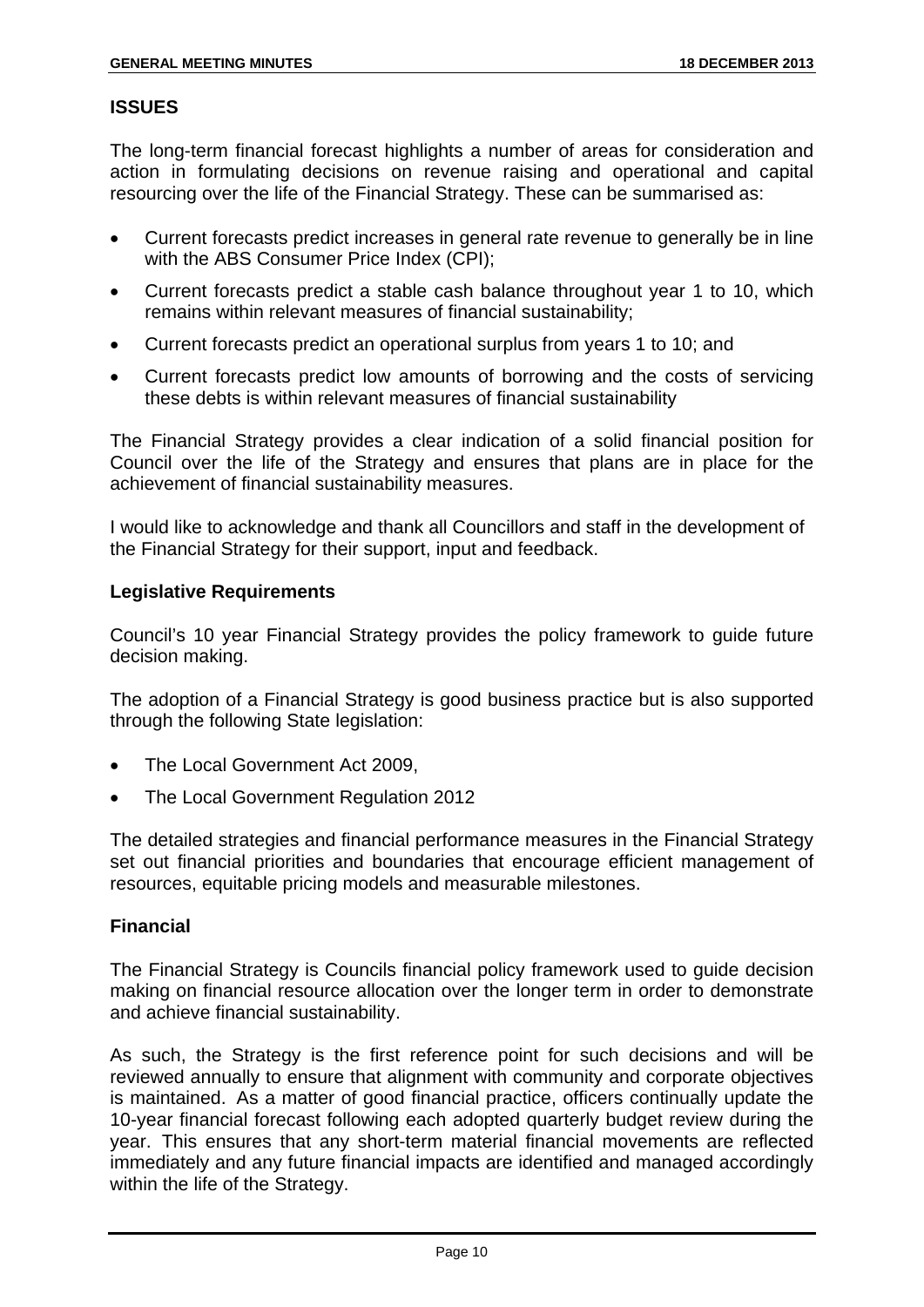## ISSUES

The long-term financial forecast highlights a number of areas for consideration and action in formulating decisions on revenue raising and operational and capital resourcing over the life of the Financial Strategy. These can be summarised as:

- Current forecasts predict increases in general rate revenue to generally be in line with the ABS Consumer Price Index (CPI);
- Current forecasts predict a stable cash balance throughout year 1 to 10, which remains within relevant measures of financial sustainability;
- Current forecasts predict an operational surplus from years 1 to 10; and
- Current forecasts predict low amounts of borrowing and the costs of servicing these debts is within relevant measures of financial sustainability

The Financial Strategy provides a clear indication of a solid financial position for Council over the life of the Strategy and ensures that plans are in place for the achievement of financial sustainability measures.

I would like to acknowledge and thank all Councillors and staff in the development of the Financial Strategy for their support, input and feedback.

### Legislative Requirements

Council's 10 year Financial Strategy provides the policy framework to guide future decision making.

The adoption of a Financial Strategy is good business practice but is also supported through the following State legislation:

- The Local Government Act 2009,
- The Local Government Regulation 2012

The detailed strategies and financial performance measures in the Financial Strategy set out financial priorities and boundaries that encourage efficient management of resources, equitable pricing models and measurable milestones.

### Financial

The Financial Strategy is Councils financial policy framework used to guide decision making on financial resource allocation over the longer term in order to demonstrate and achieve financial sustainability.

As such, the Strategy is the first reference point for such decisions and will be reviewed annually to ensure that alignment with community and corporate objectives is maintained. As a matter of good financial practice, officers continually update the 10-year financial forecast following each adopted quarterly budget review during the year. This ensures that any short-term material financial movements are reflected immediately and any future financial impacts are identified and managed accordingly within the life of the Strategy.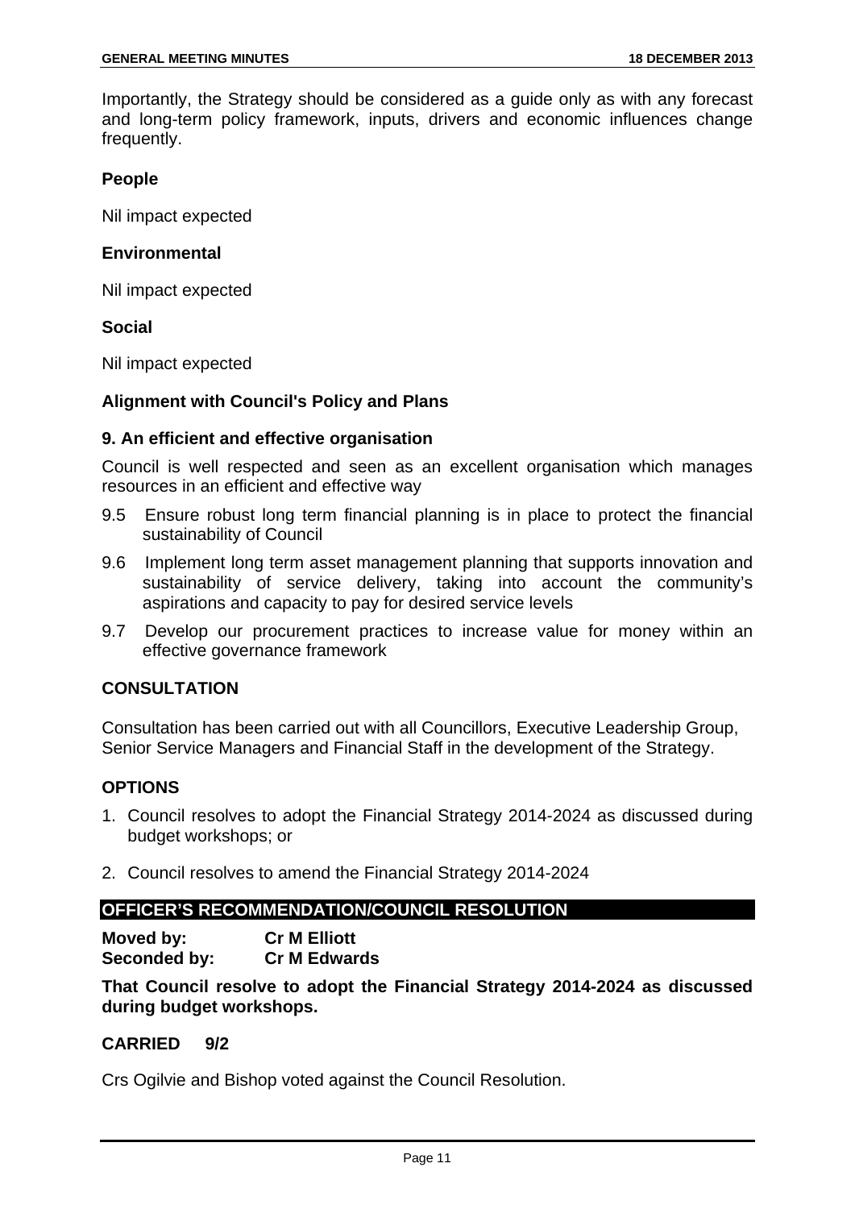Importantly, the Strategy should be considered as a guide only as with any forecast and long-term policy framework, inputs, drivers and economic influences change frequently.

**People**

Nil impact expected

**Environmental**

Nil impact expected

**Social**

Nil impact expected

**Alignment with Council's Policy and Plans**

**9. An efficient and effective organisation**

Council is well respected and seen as an excellent organisation which manages resources in an efficient and effective way

9.5 Ensure robust long term financial planning is in place to protect the financial sustainability of Council

9.6 Implement long term asset management planning that supports innovation and sustainability of service delivery, taking into account the community's aspirations and capacity to pay for desired service levels

9.7 Develop our procurement practices to increase value for money within an effective governance framework

## CONSULTATION

Consultation has been carried out with all Councillors, Executive Leadership Group, Senior Service Managers and Financial Staff in the development of the Strategy.

## OPTIONS

1. Council resolves to adopt the Financial Strategy 2014-2024 as discussed during budget workshops; or
2. Council resolves to amend the Financial Strategy 2014-2024

## OFFICER'S RECOMMENDATION/COUNCIL RESOLUTION

**Moved by:** **Cr M Elliott**
**Seconded by:** **Cr M Edwards**

**That Council resolve to adopt the Financial Strategy 2014-2024 as discussed during budget workshops.**

**CARRIED 9/2**

Crs Ogilvie and Bishop voted against the Council Resolution.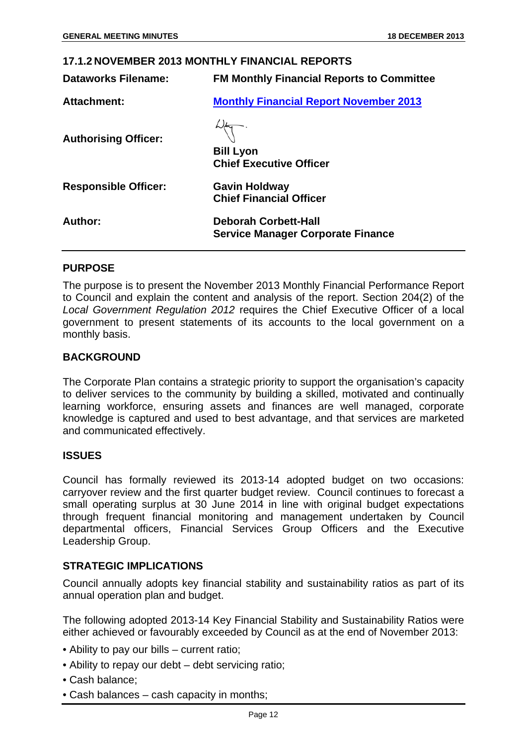## 17.1.2 NOVEMBER 2013 MONTHLY FINANCIAL REPORTS

| | |
|---|---|
| **Dataworks Filename:** | **FM Monthly Financial Reports to Committee** |
| **Attachment:** | **Monthly Financial Report November 2013** |
| **Authorising Officer:** | **Bill Lyon**<br>**Chief Executive Officer** |
| **Responsible Officer:** | **Gavin Holdway**<br>**Chief Financial Officer** |
| **Author:** | **Deborah Corbett-Hall**<br>**Service Manager Corporate Finance** |

### PURPOSE

The purpose is to present the November 2013 Monthly Financial Performance Report to Council and explain the content and analysis of the report. Section 204(2) of the *Local Government Regulation 2012* requires the Chief Executive Officer of a local government to present statements of its accounts to the local government on a monthly basis.

### BACKGROUND

The Corporate Plan contains a strategic priority to support the organisation's capacity to deliver services to the community by building a skilled, motivated and continually learning workforce, ensuring assets and finances are well managed, corporate knowledge is captured and used to best advantage, and that services are marketed and communicated effectively.

### ISSUES

Council has formally reviewed its 2013-14 adopted budget on two occasions: carryover review and the first quarter budget review. Council continues to forecast a small operating surplus at 30 June 2014 in line with original budget expectations through frequent financial monitoring and management undertaken by Council departmental officers, Financial Services Group Officers and the Executive Leadership Group.

### STRATEGIC IMPLICATIONS

Council annually adopts key financial stability and sustainability ratios as part of its annual operation plan and budget.

The following adopted 2013-14 Key Financial Stability and Sustainability Ratios were either achieved or favourably exceeded by Council as at the end of November 2013:

- Ability to pay our bills – current ratio;
- Ability to repay our debt – debt servicing ratio;
- Cash balance;
- Cash balances – cash capacity in months;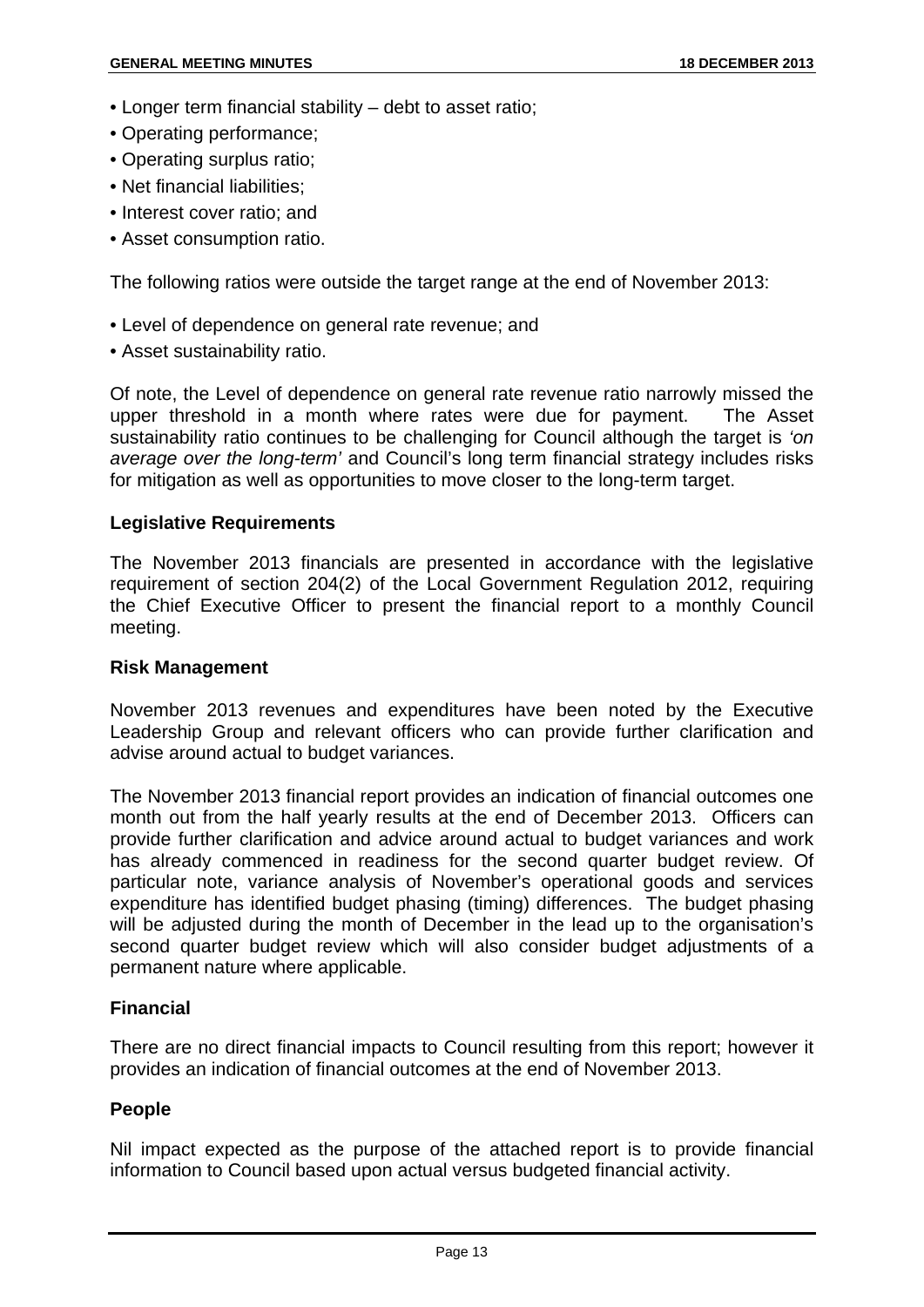- Longer term financial stability – debt to asset ratio;
- Operating performance;
- Operating surplus ratio;
- Net financial liabilities;
- Interest cover ratio; and
- Asset consumption ratio.

The following ratios were outside the target range at the end of November 2013:

- Level of dependence on general rate revenue; and
- Asset sustainability ratio.

Of note, the Level of dependence on general rate revenue ratio narrowly missed the upper threshold in a month where rates were due for payment. The Asset sustainability ratio continues to be challenging for Council although the target is *'on average over the long-term'* and Council's long term financial strategy includes risks for mitigation as well as opportunities to move closer to the long-term target.

**Legislative Requirements**

The November 2013 financials are presented in accordance with the legislative requirement of section 204(2) of the Local Government Regulation 2012, requiring the Chief Executive Officer to present the financial report to a monthly Council meeting.

**Risk Management**

November 2013 revenues and expenditures have been noted by the Executive Leadership Group and relevant officers who can provide further clarification and advise around actual to budget variances.

The November 2013 financial report provides an indication of financial outcomes one month out from the half yearly results at the end of December 2013. Officers can provide further clarification and advice around actual to budget variances and work has already commenced in readiness for the second quarter budget review. Of particular note, variance analysis of November's operational goods and services expenditure has identified budget phasing (timing) differences. The budget phasing will be adjusted during the month of December in the lead up to the organisation's second quarter budget review which will also consider budget adjustments of a permanent nature where applicable.

**Financial**

There are no direct financial impacts to Council resulting from this report; however it provides an indication of financial outcomes at the end of November 2013.

**People**

Nil impact expected as the purpose of the attached report is to provide financial information to Council based upon actual versus budgeted financial activity.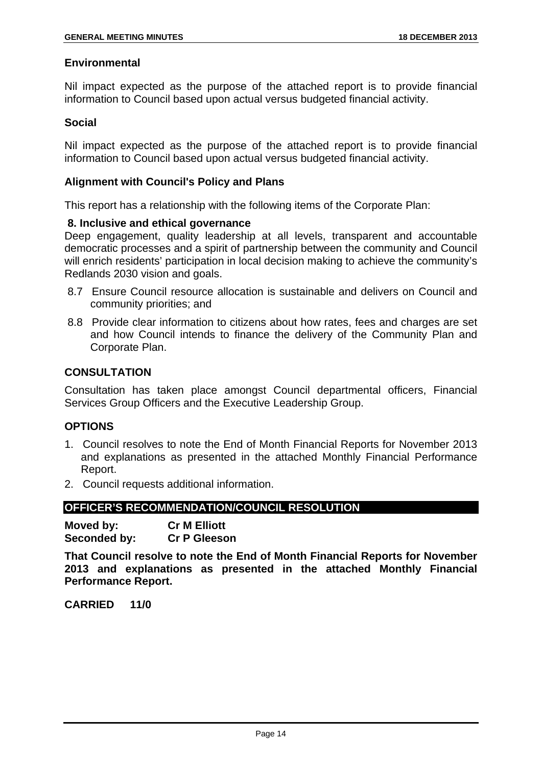### Environmental

Nil impact expected as the purpose of the attached report is to provide financial information to Council based upon actual versus budgeted financial activity.

### Social

Nil impact expected as the purpose of the attached report is to provide financial information to Council based upon actual versus budgeted financial activity.

### Alignment with Council's Policy and Plans

This report has a relationship with the following items of the Corporate Plan:

**8. Inclusive and ethical governance**

Deep engagement, quality leadership at all levels, transparent and accountable democratic processes and a spirit of partnership between the community and Council will enrich residents' participation in local decision making to achieve the community's Redlands 2030 vision and goals.

- 8.7 Ensure Council resource allocation is sustainable and delivers on Council and community priorities; and
- 8.8 Provide clear information to citizens about how rates, fees and charges are set and how Council intends to finance the delivery of the Community Plan and Corporate Plan.

## CONSULTATION

Consultation has taken place amongst Council departmental officers, Financial Services Group Officers and the Executive Leadership Group.

## OPTIONS

1. Council resolves to note the End of Month Financial Reports for November 2013 and explanations as presented in the attached Monthly Financial Performance Report.
2. Council requests additional information.

## OFFICER'S RECOMMENDATION/COUNCIL RESOLUTION

**Moved by:** **Cr M Elliott**
**Seconded by:** **Cr P Gleeson**

**That Council resolve to note the End of Month Financial Reports for November 2013 and explanations as presented in the attached Monthly Financial Performance Report.**

**CARRIED 11/0**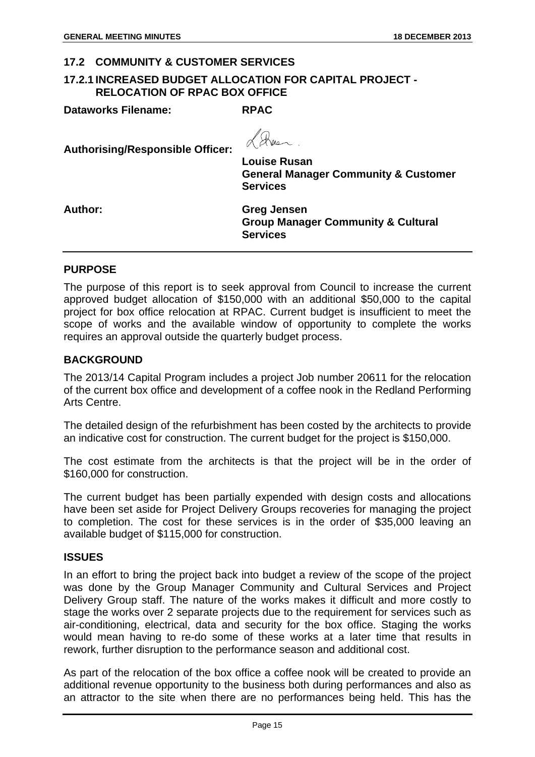## 17.2 COMMUNITY & CUSTOMER SERVICES

### 17.2.1 INCREASED BUDGET ALLOCATION FOR CAPITAL PROJECT - RELOCATION OF RPAC BOX OFFICE

**Dataworks Filename:** **RPAC**

**Authorising/Responsible Officer:** **Louise Rusan**
**General Manager Community & Customer Services**

**Author:** **Greg Jensen**
**Group Manager Community & Cultural Services**

#### PURPOSE

The purpose of this report is to seek approval from Council to increase the current approved budget allocation of $150,000 with an additional $50,000 to the capital project for box office relocation at RPAC. Current budget is insufficient to meet the scope of works and the available window of opportunity to complete the works requires an approval outside the quarterly budget process.

#### BACKGROUND

The 2013/14 Capital Program includes a project Job number 20611 for the relocation of the current box office and development of a coffee nook in the Redland Performing Arts Centre.

The detailed design of the refurbishment has been costed by the architects to provide an indicative cost for construction. The current budget for the project is $150,000.

The cost estimate from the architects is that the project will be in the order of $160,000 for construction.

The current budget has been partially expended with design costs and allocations have been set aside for Project Delivery Groups recoveries for managing the project to completion. The cost for these services is in the order of $35,000 leaving an available budget of $115,000 for construction.

#### ISSUES

In an effort to bring the project back into budget a review of the scope of the project was done by the Group Manager Community and Cultural Services and Project Delivery Group staff. The nature of the works makes it difficult and more costly to stage the works over 2 separate projects due to the requirement for services such as air-conditioning, electrical, data and security for the box office. Staging the works would mean having to re-do some of these works at a later time that results in rework, further disruption to the performance season and additional cost.

As part of the relocation of the box office a coffee nook will be created to provide an additional revenue opportunity to the business both during performances and also as an attractor to the site when there are no performances being held. This has the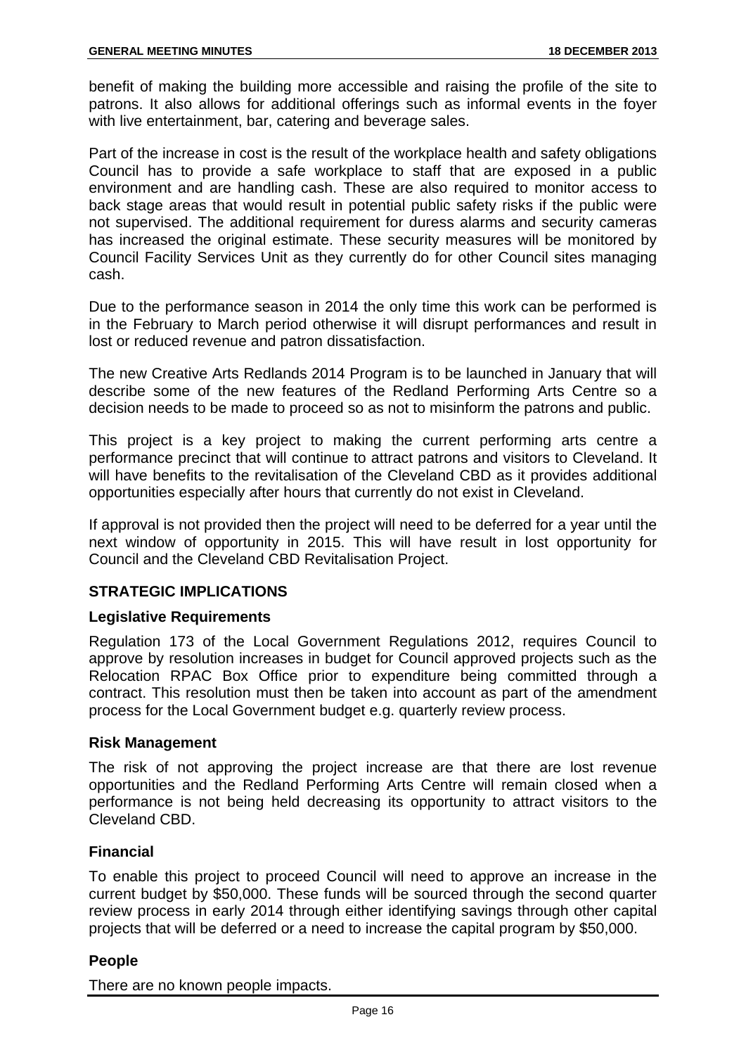benefit of making the building more accessible and raising the profile of the site to patrons. It also allows for additional offerings such as informal events in the foyer with live entertainment, bar, catering and beverage sales.

Part of the increase in cost is the result of the workplace health and safety obligations Council has to provide a safe workplace to staff that are exposed in a public environment and are handling cash. These are also required to monitor access to back stage areas that would result in potential public safety risks if the public were not supervised. The additional requirement for duress alarms and security cameras has increased the original estimate. These security measures will be monitored by Council Facility Services Unit as they currently do for other Council sites managing cash.

Due to the performance season in 2014 the only time this work can be performed is in the February to March period otherwise it will disrupt performances and result in lost or reduced revenue and patron dissatisfaction.

The new Creative Arts Redlands 2014 Program is to be launched in January that will describe some of the new features of the Redland Performing Arts Centre so a decision needs to be made to proceed so as not to misinform the patrons and public.

This project is a key project to making the current performing arts centre a performance precinct that will continue to attract patrons and visitors to Cleveland. It will have benefits to the revitalisation of the Cleveland CBD as it provides additional opportunities especially after hours that currently do not exist in Cleveland.

If approval is not provided then the project will need to be deferred for a year until the next window of opportunity in 2015. This will have result in lost opportunity for Council and the Cleveland CBD Revitalisation Project.

## STRATEGIC IMPLICATIONS

### Legislative Requirements

Regulation 173 of the Local Government Regulations 2012, requires Council to approve by resolution increases in budget for Council approved projects such as the Relocation RPAC Box Office prior to expenditure being committed through a contract. This resolution must then be taken into account as part of the amendment process for the Local Government budget e.g. quarterly review process.

### Risk Management

The risk of not approving the project increase are that there are lost revenue opportunities and the Redland Performing Arts Centre will remain closed when a performance is not being held decreasing its opportunity to attract visitors to the Cleveland CBD.

### Financial

To enable this project to proceed Council will need to approve an increase in the current budget by $50,000. These funds will be sourced through the second quarter review process in early 2014 through either identifying savings through other capital projects that will be deferred or a need to increase the capital program by $50,000.

### People

There are no known people impacts.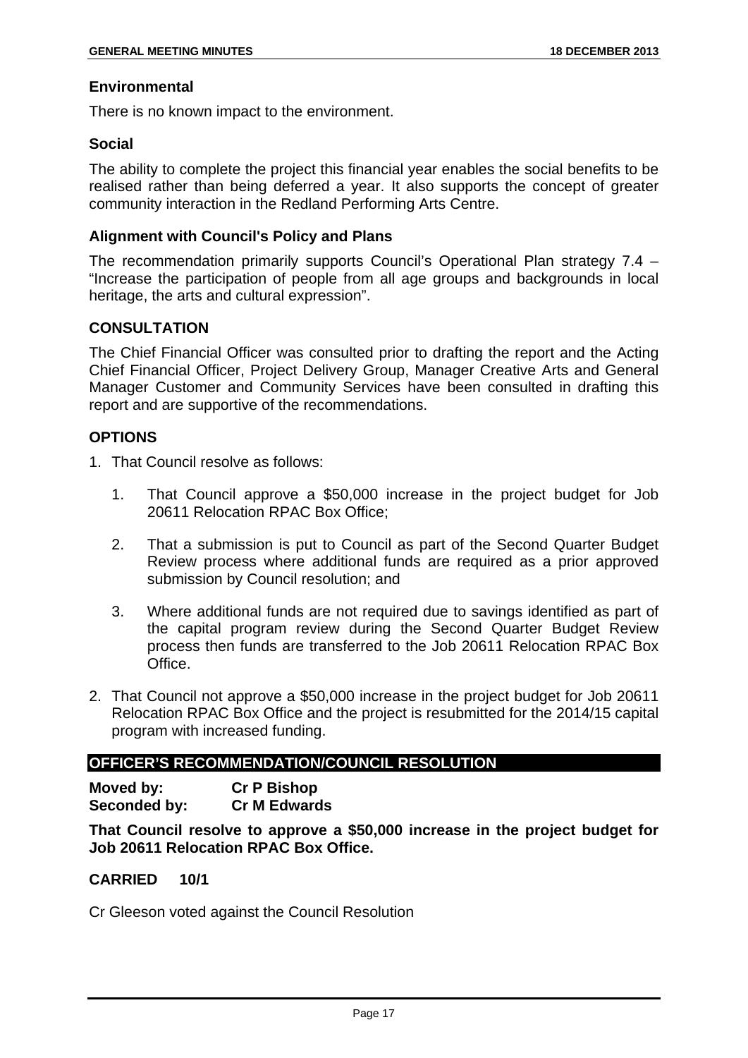### Environmental

There is no known impact to the environment.

### Social

The ability to complete the project this financial year enables the social benefits to be realised rather than being deferred a year. It also supports the concept of greater community interaction in the Redland Performing Arts Centre.

### Alignment with Council's Policy and Plans

The recommendation primarily supports Council's Operational Plan strategy 7.4 – "Increase the participation of people from all age groups and backgrounds in local heritage, the arts and cultural expression".

## CONSULTATION

The Chief Financial Officer was consulted prior to drafting the report and the Acting Chief Financial Officer, Project Delivery Group, Manager Creative Arts and General Manager Customer and Community Services have been consulted in drafting this report and are supportive of the recommendations.

## OPTIONS

1. That Council resolve as follows:

    1. That Council approve a $50,000 increase in the project budget for Job 20611 Relocation RPAC Box Office;

    2. That a submission is put to Council as part of the Second Quarter Budget Review process where additional funds are required as a prior approved submission by Council resolution; and

    3. Where additional funds are not required due to savings identified as part of the capital program review during the Second Quarter Budget Review process then funds are transferred to the Job 20611 Relocation RPAC Box Office.

2. That Council not approve a $50,000 increase in the project budget for Job 20611 Relocation RPAC Box Office and the project is resubmitted for the 2014/15 capital program with increased funding.

## OFFICER'S RECOMMENDATION/COUNCIL RESOLUTION

**Moved by:** **Cr P Bishop**
**Seconded by:** **Cr M Edwards**

**That Council resolve to approve a $50,000 increase in the project budget for Job 20611 Relocation RPAC Box Office.**

**CARRIED 10/1**

Cr Gleeson voted against the Council Resolution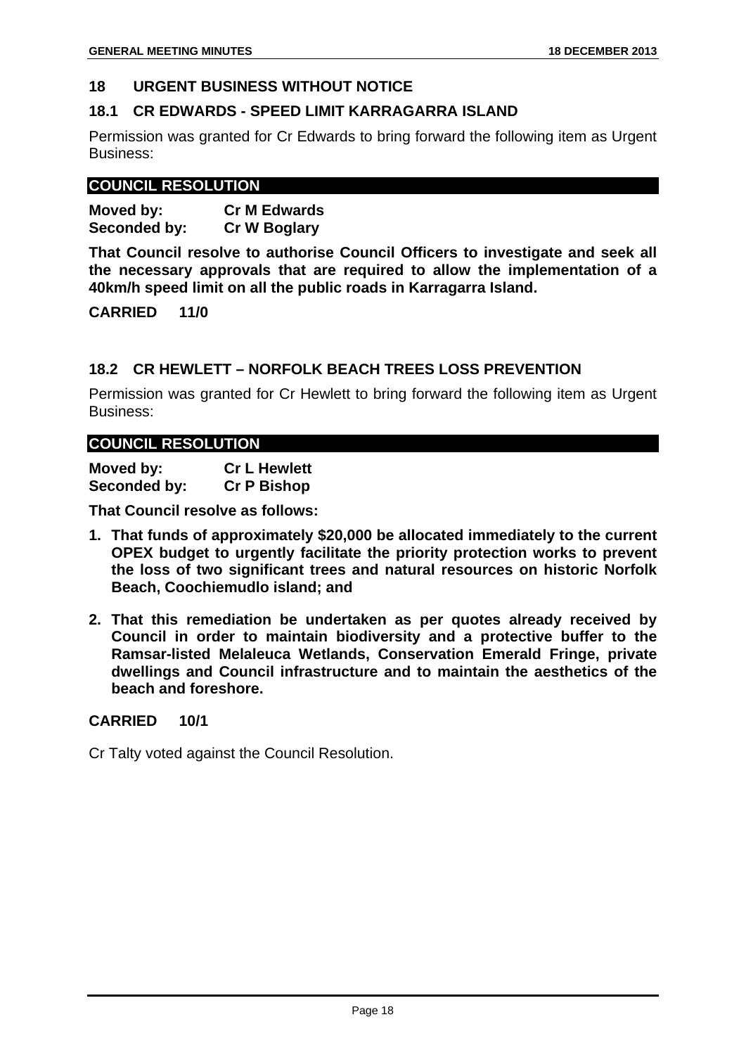## 18 URGENT BUSINESS WITHOUT NOTICE

### 18.1 CR EDWARDS - SPEED LIMIT KARRAGARRA ISLAND

Permission was granted for Cr Edwards to bring forward the following item as Urgent Business:

**COUNCIL RESOLUTION**

**Moved by:** **Cr M Edwards**
**Seconded by:** **Cr W Boglary**

**That Council resolve to authorise Council Officers to investigate and seek all the necessary approvals that are required to allow the implementation of a 40km/h speed limit on all the public roads in Karragarra Island.**

**CARRIED 11/0**

### 18.2 CR HEWLETT – NORFOLK BEACH TREES LOSS PREVENTION

Permission was granted for Cr Hewlett to bring forward the following item as Urgent Business:

**COUNCIL RESOLUTION**

**Moved by:** **Cr L Hewlett**
**Seconded by:** **Cr P Bishop**

**That Council resolve as follows:**

1. **That funds of approximately $20,000 be allocated immediately to the current OPEX budget to urgently facilitate the priority protection works to prevent the loss of two significant trees and natural resources on historic Norfolk Beach, Coochiemudlo island; and**

2. **That this remediation be undertaken as per quotes already received by Council in order to maintain biodiversity and a protective buffer to the Ramsar-listed Melaleuca Wetlands, Conservation Emerald Fringe, private dwellings and Council infrastructure and to maintain the aesthetics of the beach and foreshore.**

**CARRIED 10/1**

Cr Talty voted against the Council Resolution.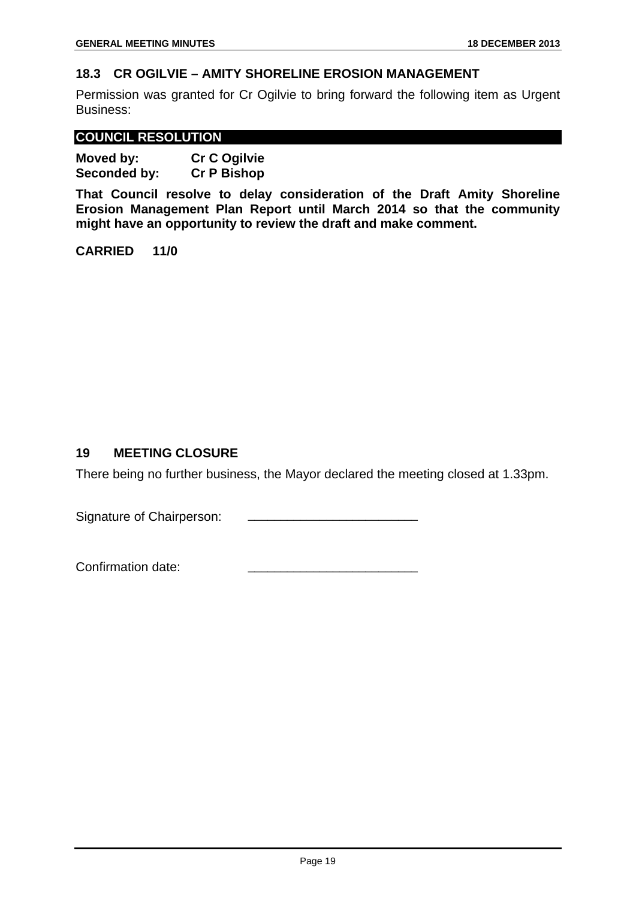### 18.3 CR OGILVIE – AMITY SHORELINE EROSION MANAGEMENT

Permission was granted for Cr Ogilvie to bring forward the following item as Urgent Business:

**COUNCIL RESOLUTION**

**Moved by:** **Cr C Ogilvie**
**Seconded by:** **Cr P Bishop**

**That Council resolve to delay consideration of the Draft Amity Shoreline Erosion Management Plan Report until March 2014 so that the community might have an opportunity to review the draft and make comment.**

**CARRIED 11/0**

## 19 MEETING CLOSURE

There being no further business, the Mayor declared the meeting closed at 1.33pm.

Signature of Chairperson: ________________________

Confirmation date: ________________________